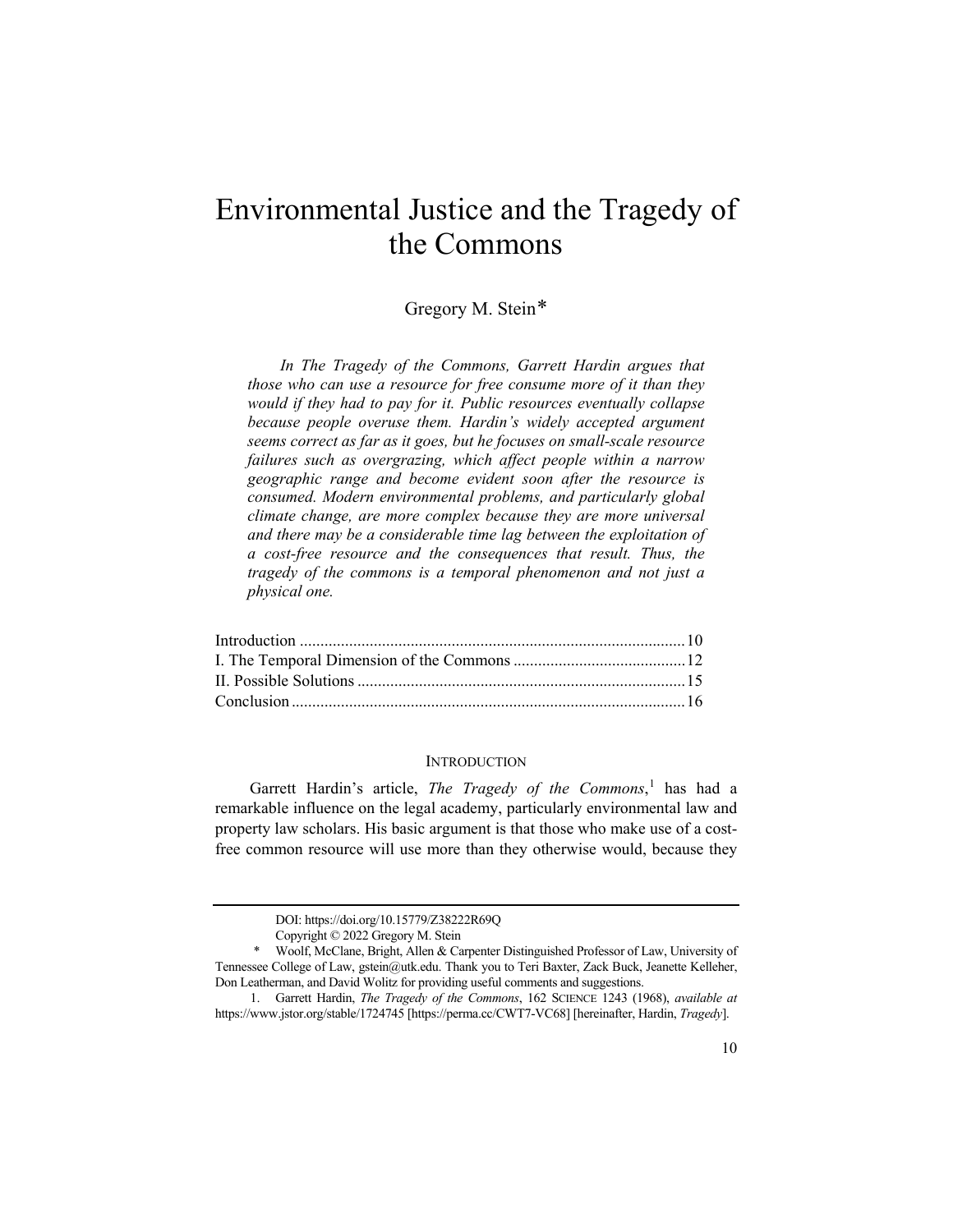# Environmental Justice and the Tragedy of the Commons

Gregory M. Stein*

*In The Tragedy of the Commons, Garrett Hardin argues that those who can use a resource for free consume more of it than they would if they had to pay for it. Public resources eventually collapse because people overuse them. Hardin's widely accepted argument seems correct as far as it goes, but he focuses on small-scale resource failures such as overgrazing, which affect people within a narrow geographic range and become evident soon after the resource is consumed. Modern environmental problems, and particularly global climate change, are more complex because they are more universal and there may be a considerable time lag between the exploitation of a cost-free resource and the consequences that result. Thus, the tragedy of the commons is a temporal phenomenon and not just a physical one.*

| | |
|---|---|
| Introduction | 10 |
| I. The Temporal Dimension of the Commons | 12 |
| II. Possible Solutions | 15 |
| Conclusion | 16 |

## INTRODUCTION

Garrett Hardin's article, *The Tragedy of the Commons*,[1] has had a remarkable influence on the legal academy, particularly environmental law and property law scholars. His basic argument is that those who make use of a cost-free common resource will use more than they otherwise would, because they

---

DOI: https://doi.org/10.15779/Z38222R69Q

Copyright © 2022 Gregory M. Stein

\* Woolf, McClane, Bright, Allen & Carpenter Distinguished Professor of Law, University of Tennessee College of Law, gstein@utk.edu. Thank you to Teri Baxter, Zack Buck, Jeanette Kelleher, Don Leatherman, and David Wolitz for providing useful comments and suggestions.

1. Garrett Hardin, *The Tragedy of the Commons*, 162 SCIENCE 1243 (1968), *available at* https://www.jstor.org/stable/1724745 [https://perma.cc/CWT7-VC68] [hereinafter, Hardin, *Tragedy*].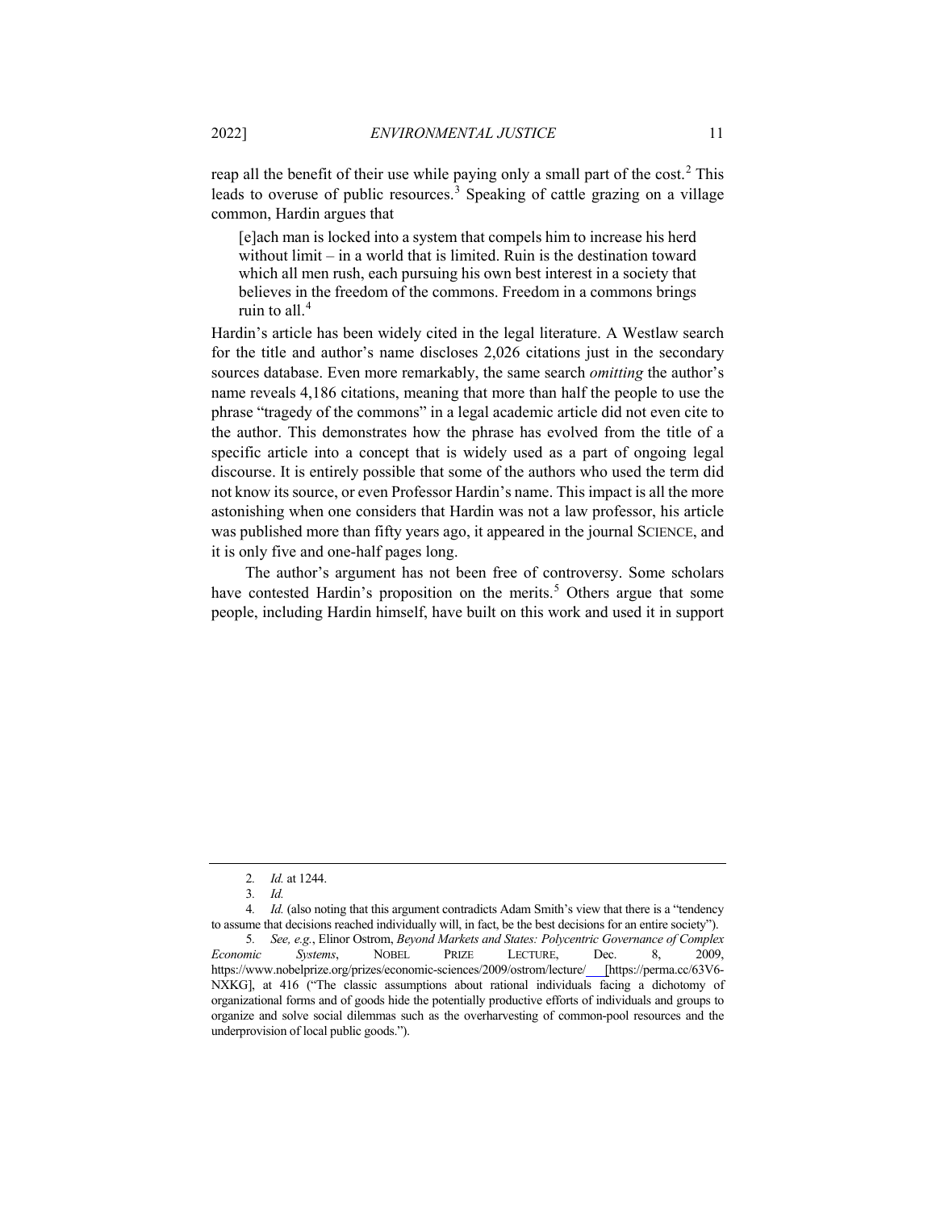reap all the benefit of their use while paying only a small part of the cost.[2] This leads to overuse of public resources.[3] Speaking of cattle grazing on a village common, Hardin argues that

> [e]ach man is locked into a system that compels him to increase his herd without limit – in a world that is limited. Ruin is the destination toward which all men rush, each pursuing his own best interest in a society that believes in the freedom of the commons. Freedom in a commons brings ruin to all.[4]

Hardin's article has been widely cited in the legal literature. A Westlaw search for the title and author's name discloses 2,026 citations just in the secondary sources database. Even more remarkably, the same search *omitting* the author's name reveals 4,186 citations, meaning that more than half the people to use the phrase "tragedy of the commons" in a legal academic article did not even cite to the author. This demonstrates how the phrase has evolved from the title of a specific article into a concept that is widely used as a part of ongoing legal discourse. It is entirely possible that some of the authors who used the term did not know its source, or even Professor Hardin's name. This impact is all the more astonishing when one considers that Hardin was not a law professor, his article was published more than fifty years ago, it appeared in the journal SCIENCE, and it is only five and one-half pages long.

The author's argument has not been free of controversy. Some scholars have contested Hardin's proposition on the merits.[5] Others argue that some people, including Hardin himself, have built on this work and used it in support

---

2. *Id.* at 1244.

3. *Id.*

4. *Id.* (also noting that this argument contradicts Adam Smith's view that there is a "tendency to assume that decisions reached individually will, in fact, be the best decisions for an entire society").

5. *See, e.g.*, Elinor Ostrom, *Beyond Markets and States: Polycentric Governance of Complex Economic Systems*, NOBEL PRIZE LECTURE, Dec. 8, 2009, https://www.nobelprize.org/prizes/economic-sciences/2009/ostrom/lecture/ [https://perma.cc/63V6-NXKG], at 416 ("The classic assumptions about rational individuals facing a dichotomy of organizational forms and of goods hide the potentially productive efforts of individuals and groups to organize and solve social dilemmas such as the overharvesting of common-pool resources and the underprovision of local public goods.").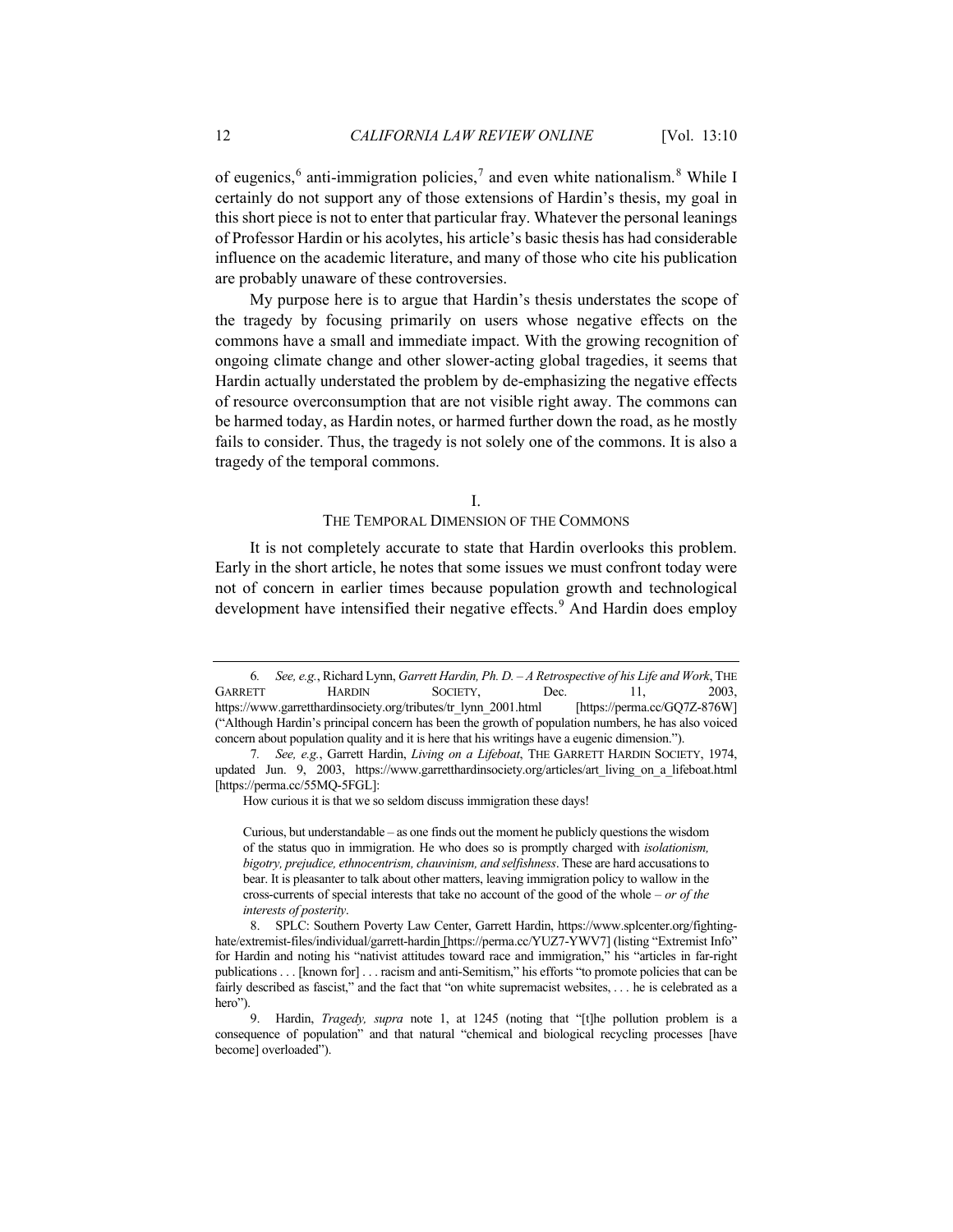of eugenics,[6] anti-immigration policies,[7] and even white nationalism.[8] While I certainly do not support any of those extensions of Hardin's thesis, my goal in this short piece is not to enter that particular fray. Whatever the personal leanings of Professor Hardin or his acolytes, his article's basic thesis has had considerable influence on the academic literature, and many of those who cite his publication are probably unaware of these controversies.

My purpose here is to argue that Hardin's thesis understates the scope of the tragedy by focusing primarily on users whose negative effects on the commons have a small and immediate impact. With the growing recognition of ongoing climate change and other slower-acting global tragedies, it seems that Hardin actually understated the problem by de-emphasizing the negative effects of resource overconsumption that are not visible right away. The commons can be harmed today, as Hardin notes, or harmed further down the road, as he mostly fails to consider. Thus, the tragedy is not solely one of the commons. It is also a tragedy of the temporal commons.

## I.
## THE TEMPORAL DIMENSION OF THE COMMONS

It is not completely accurate to state that Hardin overlooks this problem. Early in the short article, he notes that some issues we must confront today were not of concern in earlier times because population growth and technological development have intensified their negative effects.[9] And Hardin does employ

---

6. *See, e.g.*, Richard Lynn, *Garrett Hardin, Ph. D. – A Retrospective of his Life and Work*, THE GARRETT HARDIN SOCIETY, Dec. 11, 2003, https://www.garretthardinsociety.org/tributes/tr_lynn_2001.html [https://perma.cc/GQ7Z-876W] ("Although Hardin's principal concern has been the growth of population numbers, he has also voiced concern about population quality and it is here that his writings have a eugenic dimension.").

7. *See, e.g.*, Garrett Hardin, *Living on a Lifeboat*, THE GARRETT HARDIN SOCIETY, 1974, updated Jun. 9, 2003, https://www.garretthardinsociety.org/articles/art_living_on_a_lifeboat.html [https://perma.cc/55MQ-5FGL]:

> How curious it is that we so seldom discuss immigration these days!
>
> Curious, but understandable – as one finds out the moment he publicly questions the wisdom of the status quo in immigration. He who does so is promptly charged with *isolationism, bigotry, prejudice, ethnocentrism, chauvinism, and selfishness*. These are hard accusations to bear. It is pleasanter to talk about other matters, leaving immigration policy to wallow in the cross-currents of special interests that take no account of the good of the whole – *or of the interests of posterity*.

8. SPLC: Southern Poverty Law Center, Garrett Hardin, https://www.splcenter.org/fighting-hate/extremist-files/individual/garrett-hardin [https://perma.cc/YUZ7-YWV7] (listing "Extremist Info" for Hardin and noting his "nativist attitudes toward race and immigration," his "articles in far-right publications . . . [known for] . . . racism and anti-Semitism," his efforts "to promote policies that can be fairly described as fascist," and the fact that "on white supremacist websites, . . . he is celebrated as a hero").

9. Hardin, *Tragedy, supra* note 1, at 1245 (noting that "[t]he pollution problem is a consequence of population" and that natural "chemical and biological recycling processes [have become] overloaded").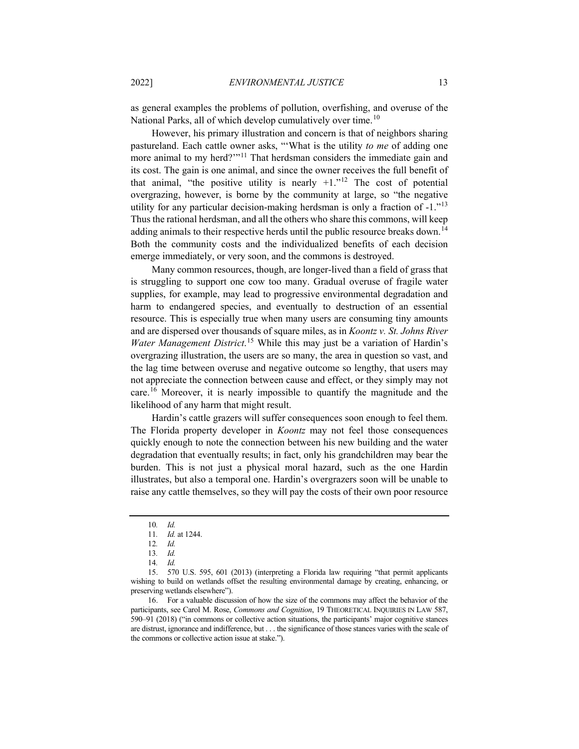as general examples the problems of pollution, overfishing, and overuse of the National Parks, all of which develop cumulatively over time.[10]

However, his primary illustration and concern is that of neighbors sharing pastureland. Each cattle owner asks, "'What is the utility *to me* of adding one more animal to my herd?'"[11] That herdsman considers the immediate gain and its cost. The gain is one animal, and since the owner receives the full benefit of that animal, "the positive utility is nearly +1."[12] The cost of potential overgrazing, however, is borne by the community at large, so "the negative utility for any particular decision-making herdsman is only a fraction of -1."[13] Thus the rational herdsman, and all the others who share this commons, will keep adding animals to their respective herds until the public resource breaks down.[14] Both the community costs and the individualized benefits of each decision emerge immediately, or very soon, and the commons is destroyed.

Many common resources, though, are longer-lived than a field of grass that is struggling to support one cow too many. Gradual overuse of fragile water supplies, for example, may lead to progressive environmental degradation and harm to endangered species, and eventually to destruction of an essential resource. This is especially true when many users are consuming tiny amounts and are dispersed over thousands of square miles, as in *Koontz v. St. Johns River Water Management District*.[15] While this may just be a variation of Hardin's overgrazing illustration, the users are so many, the area in question so vast, and the lag time between overuse and negative outcome so lengthy, that users may not appreciate the connection between cause and effect, or they simply may not care.[16] Moreover, it is nearly impossible to quantify the magnitude and the likelihood of any harm that might result.

Hardin's cattle grazers will suffer consequences soon enough to feel them. The Florida property developer in *Koontz* may not feel those consequences quickly enough to note the connection between his new building and the water degradation that eventually results; in fact, only his grandchildren may bear the burden. This is not just a physical moral hazard, such as the one Hardin illustrates, but also a temporal one. Hardin's overgrazers soon will be unable to raise any cattle themselves, so they will pay the costs of their own poor resource

---

10. *Id.*

11. *Id.* at 1244.

12. *Id.*

13. *Id.*

14. *Id.*

15. 570 U.S. 595, 601 (2013) (interpreting a Florida law requiring "that permit applicants wishing to build on wetlands offset the resulting environmental damage by creating, enhancing, or preserving wetlands elsewhere").

16. For a valuable discussion of how the size of the commons may affect the behavior of the participants, see Carol M. Rose, *Commons and Cognition*, 19 THEORETICAL INQUIRIES IN LAW 587, 590–91 (2018) ("in commons or collective action situations, the participants' major cognitive stances are distrust, ignorance and indifference, but . . . the significance of those stances varies with the scale of the commons or collective action issue at stake.").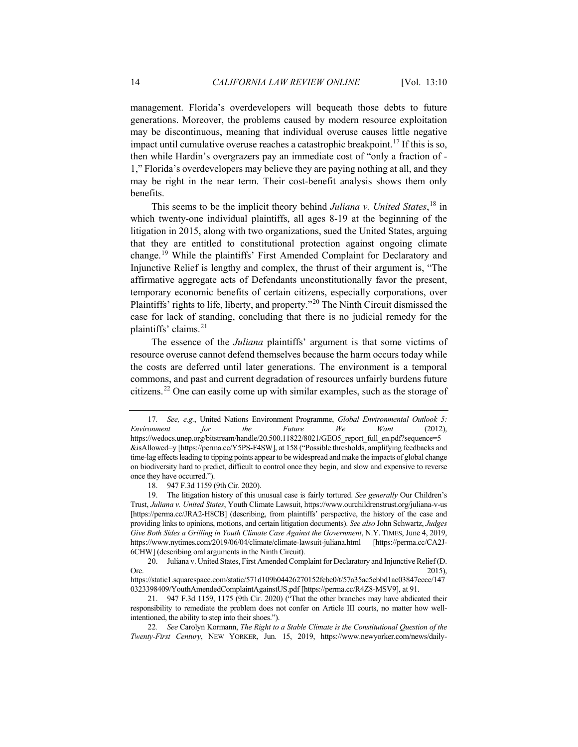management. Florida's overdevelopers will bequeath those debts to future generations. Moreover, the problems caused by modern resource exploitation may be discontinuous, meaning that individual overuse causes little negative impact until cumulative overuse reaches a catastrophic breakpoint.[17] If this is so, then while Hardin's overgrazers pay an immediate cost of "only a fraction of -1," Florida's overdevelopers may believe they are paying nothing at all, and they may be right in the near term. Their cost-benefit analysis shows them only benefits.

This seems to be the implicit theory behind *Juliana v. United States*,[18] in which twenty-one individual plaintiffs, all ages 8-19 at the beginning of the litigation in 2015, along with two organizations, sued the United States, arguing that they are entitled to constitutional protection against ongoing climate change.[19] While the plaintiffs' First Amended Complaint for Declaratory and Injunctive Relief is lengthy and complex, the thrust of their argument is, "The affirmative aggregate acts of Defendants unconstitutionally favor the present, temporary economic benefits of certain citizens, especially corporations, over Plaintiffs' rights to life, liberty, and property."[20] The Ninth Circuit dismissed the case for lack of standing, concluding that there is no judicial remedy for the plaintiffs' claims.[21]

The essence of the *Juliana* plaintiffs' argument is that some victims of resource overuse cannot defend themselves because the harm occurs today while the costs are deferred until later generations. The environment is a temporal commons, and past and current degradation of resources unfairly burdens future citizens.[22] One can easily come up with similar examples, such as the storage of

---

17. *See, e.g.*, United Nations Environment Programme, *Global Environmental Outlook 5: Environment for the Future We Want* (2012), https://wedocs.unep.org/bitstream/handle/20.500.11822/8021/GEO5_report_full_en.pdf?sequence=5&isAllowed=y [https://perma.cc/Y5PS-F4SW], at 158 ("Possible thresholds, amplifying feedbacks and time-lag effects leading to tipping points appear to be widespread and make the impacts of global change on biodiversity hard to predict, difficult to control once they begin, and slow and expensive to reverse once they have occurred.").

18. 947 F.3d 1159 (9th Cir. 2020).

19. The litigation history of this unusual case is fairly tortured. *See generally* Our Children's Trust, *Juliana v. United States*, Youth Climate Lawsuit, https://www.ourchildrenstrust.org/juliana-v-us [https://perma.cc/JRA2-H8CB] (describing, from plaintiffs' perspective, the history of the case and providing links to opinions, motions, and certain litigation documents). *See also* John Schwartz, *Judges Give Both Sides a Grilling in Youth Climate Case Against the Government*, N.Y. TIMES, June 4, 2019, https://www.nytimes.com/2019/06/04/climate/climate-lawsuit-juliana.html [https://perma.cc/CA2J-6CHW] (describing oral arguments in the Ninth Circuit).

20. Juliana v. United States, First Amended Complaint for Declaratory and Injunctive Relief (D. Ore. 2015), https://static1.squarespace.com/static/571d109b04426270152febe0/t/57a35ac5ebbd1ac03847eece/1470323398409/YouthAmendedComplaintAgainstUS.pdf [https://perma.cc/R4Z8-MSV9], at 91.

21. 947 F.3d 1159, 1175 (9th Cir. 2020) ("That the other branches may have abdicated their responsibility to remediate the problem does not confer on Article III courts, no matter how well-intentioned, the ability to step into their shoes.").

22. *See* Carolyn Kormann, *The Right to a Stable Climate is the Constitutional Question of the Twenty-First Century*, NEW YORKER, Jun. 15, 2019, https://www.newyorker.com/news/daily-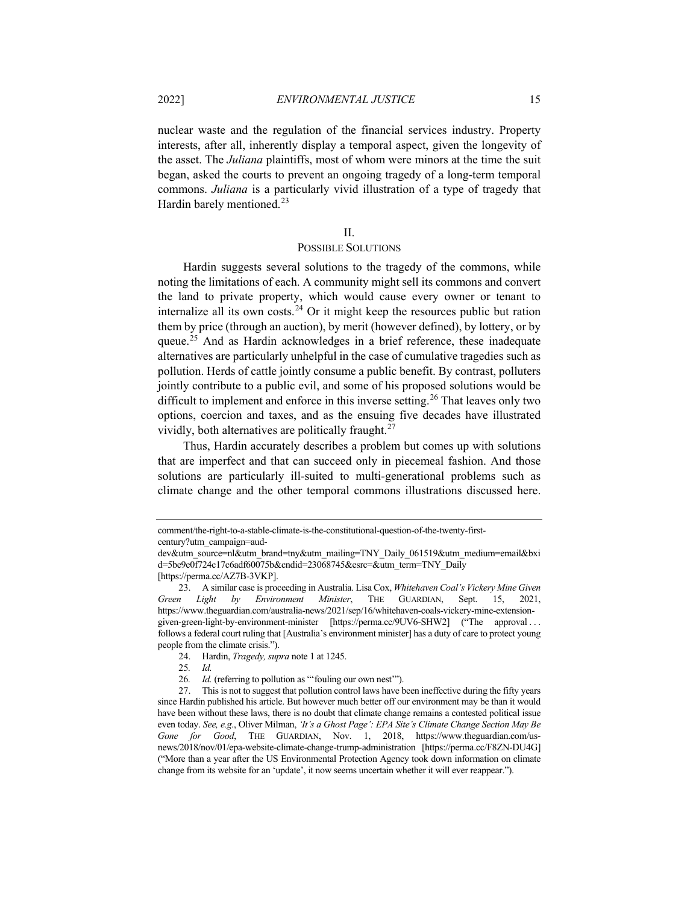nuclear waste and the regulation of the financial services industry. Property interests, after all, inherently display a temporal aspect, given the longevity of the asset. The *Juliana* plaintiffs, most of whom were minors at the time the suit began, asked the courts to prevent an ongoing tragedy of a long-term temporal commons. *Juliana* is a particularly vivid illustration of a type of tragedy that Hardin barely mentioned.[23]

## II.
## POSSIBLE SOLUTIONS

Hardin suggests several solutions to the tragedy of the commons, while noting the limitations of each. A community might sell its commons and convert the land to private property, which would cause every owner or tenant to internalize all its own costs.[24] Or it might keep the resources public but ration them by price (through an auction), by merit (however defined), by lottery, or by queue.[25] And as Hardin acknowledges in a brief reference, these inadequate alternatives are particularly unhelpful in the case of cumulative tragedies such as pollution. Herds of cattle jointly consume a public benefit. By contrast, polluters jointly contribute to a public evil, and some of his proposed solutions would be difficult to implement and enforce in this inverse setting.[26] That leaves only two options, coercion and taxes, and as the ensuing five decades have illustrated vividly, both alternatives are politically fraught.[27]

Thus, Hardin accurately describes a problem but comes up with solutions that are imperfect and that can succeed only in piecemeal fashion. And those solutions are particularly ill-suited to multi-generational problems such as climate change and the other temporal commons illustrations discussed here.

---

comment/the-right-to-a-stable-climate-is-the-constitutional-question-of-the-twenty-first-century?utm_campaign=aud-dev&utm_source=nl&utm_brand=tny&utm_mailing=TNY_Daily_061519&utm_medium=email&bxid=5be9e0f724c17c6adf60075b&cndid=23068745&esrc=&utm_term=TNY_Daily [https://perma.cc/AZ7B-3VKP].

23. A similar case is proceeding in Australia. Lisa Cox, *Whitehaven Coal's Vickery Mine Given Green Light by Environment Minister*, THE GUARDIAN, Sept. 15, 2021, https://www.theguardian.com/australia-news/2021/sep/16/whitehaven-coals-vickery-mine-extension-given-green-light-by-environment-minister [https://perma.cc/9UV6-SHW2] ("The approval . . . follows a federal court ruling that [Australia's environment minister] has a duty of care to protect young people from the climate crisis.").

24. Hardin, *Tragedy, supra* note 1 at 1245.

25. *Id.*

26. *Id.* (referring to pollution as "'fouling our own nest'").

27. This is not to suggest that pollution control laws have been ineffective during the fifty years since Hardin published his article. But however much better off our environment may be than it would have been without these laws, there is no doubt that climate change remains a contested political issue even today. *See, e.g.*, Oliver Milman, *'It's a Ghost Page': EPA Site's Climate Change Section May Be Gone for Good*, THE GUARDIAN, Nov. 1, 2018, https://www.theguardian.com/us-news/2018/nov/01/epa-website-climate-change-trump-administration [https://perma.cc/F8ZN-DU4G] ("More than a year after the US Environmental Protection Agency took down information on climate change from its website for an 'update', it now seems uncertain whether it will ever reappear.").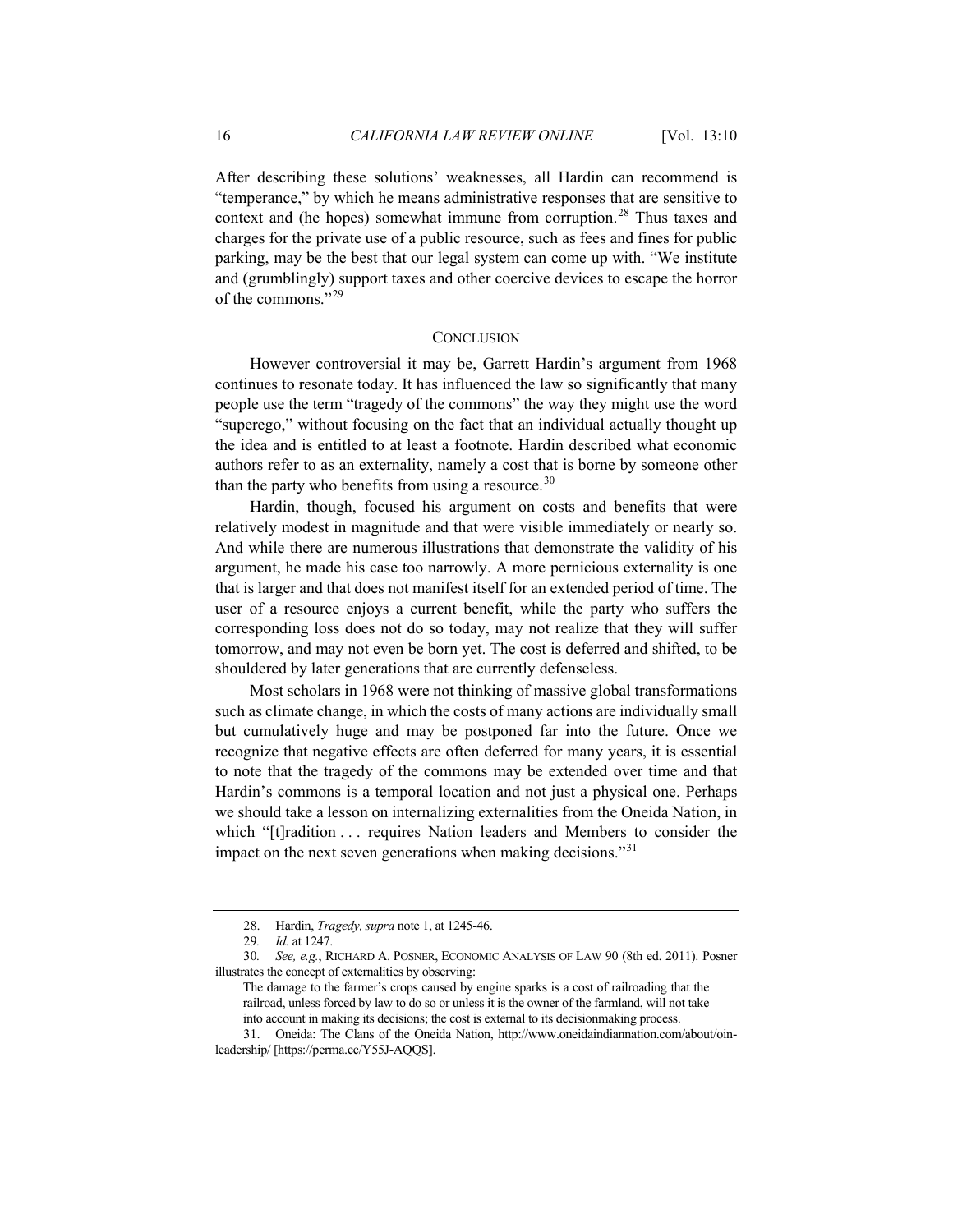After describing these solutions' weaknesses, all Hardin can recommend is "temperance," by which he means administrative responses that are sensitive to context and (he hopes) somewhat immune from corruption.[28] Thus taxes and charges for the private use of a public resource, such as fees and fines for public parking, may be the best that our legal system can come up with. "We institute and (grumblingly) support taxes and other coercive devices to escape the horror of the commons."[29]

## CONCLUSION

However controversial it may be, Garrett Hardin's argument from 1968 continues to resonate today. It has influenced the law so significantly that many people use the term "tragedy of the commons" the way they might use the word "superego," without focusing on the fact that an individual actually thought up the idea and is entitled to at least a footnote. Hardin described what economic authors refer to as an externality, namely a cost that is borne by someone other than the party who benefits from using a resource.[30]

Hardin, though, focused his argument on costs and benefits that were relatively modest in magnitude and that were visible immediately or nearly so. And while there are numerous illustrations that demonstrate the validity of his argument, he made his case too narrowly. A more pernicious externality is one that is larger and that does not manifest itself for an extended period of time. The user of a resource enjoys a current benefit, while the party who suffers the corresponding loss does not do so today, may not realize that they will suffer tomorrow, and may not even be born yet. The cost is deferred and shifted, to be shouldered by later generations that are currently defenseless.

Most scholars in 1968 were not thinking of massive global transformations such as climate change, in which the costs of many actions are individually small but cumulatively huge and may be postponed far into the future. Once we recognize that negative effects are often deferred for many years, it is essential to note that the tragedy of the commons may be extended over time and that Hardin's commons is a temporal location and not just a physical one. Perhaps we should take a lesson on internalizing externalities from the Oneida Nation, in which "[t]radition . . . requires Nation leaders and Members to consider the impact on the next seven generations when making decisions."[31]

---

28. Hardin, *Tragedy, supra* note 1, at 1245-46.

29. *Id.* at 1247.

30. *See, e.g.*, RICHARD A. POSNER, ECONOMIC ANALYSIS OF LAW 90 (8th ed. 2011). Posner illustrates the concept of externalities by observing:

> The damage to the farmer's crops caused by engine sparks is a cost of railroading that the railroad, unless forced by law to do so or unless it is the owner of the farmland, will not take into account in making its decisions; the cost is external to its decisionmaking process.

31. Oneida: The Clans of the Oneida Nation, http://www.oneidaindiannation.com/about/oin-leadership/ [https://perma.cc/Y55J-AQQS].